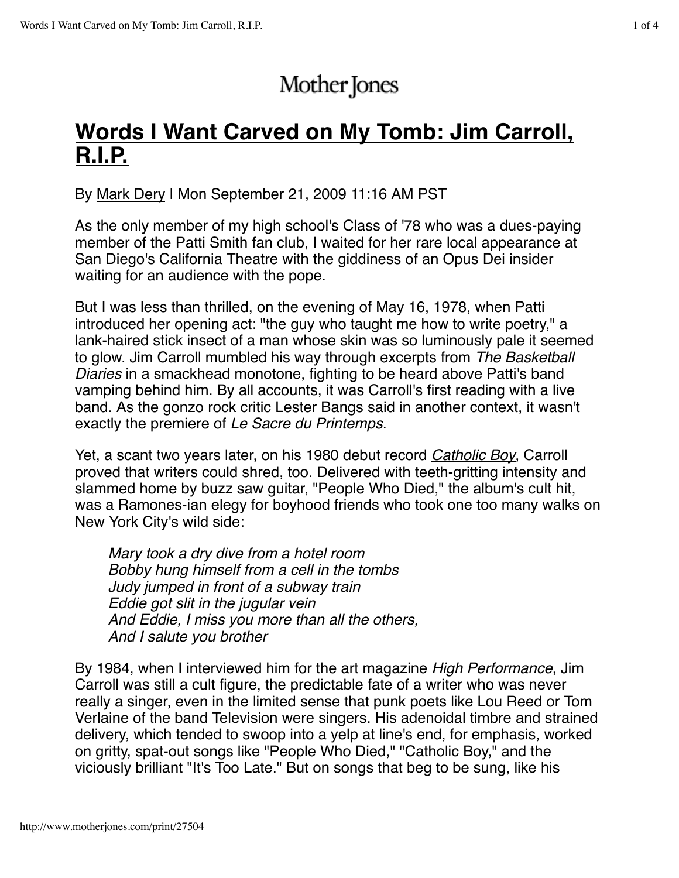Mother Jones

# Words I Want Carved on My Tomb: Jim Carroll, R.I.P.

By Mark Dery | Mon September 21, 2009 11:16 AM PST

As the only member of my high school's Class of '78 who was a dues-paying member of the Patti Smith fan club, I waited for her rare local appearance at San Diego's California Theatre with the giddiness of an Opus Dei insider waiting for an audience with the pope.

But I was less than thrilled, on the evening of May 16, 1978, when Patti introduced her opening act: "the guy who taught me how to write poetry," a lank-haired stick insect of a man whose skin was so luminously pale it seemed to glow. Jim Carroll mumbled his way through excerpts from *The Basketball Diaries* in a smackhead monotone, fighting to be heard above Patti's band vamping behind him. By all accounts, it was Carroll's first reading with a live band. As the gonzo rock critic Lester Bangs said in another context, it wasn't exactly the premiere of *Le Sacre du Printemps*.

Yet, a scant two years later, on his 1980 debut record *Catholic Boy*, Carroll proved that writers could shred, too. Delivered with teeth-gritting intensity and slammed home by buzz saw guitar, "People Who Died," the album's cult hit, was a Ramones-ian elegy for boyhood friends who took one too many walks on New York City's wild side:

> *Mary took a dry dive from a hotel room*
> *Bobby hung himself from a cell in the tombs*
> *Judy jumped in front of a subway train*
> *Eddie got slit in the jugular vein*
> *And Eddie, I miss you more than all the others,*
> *And I salute you brother*

By 1984, when I interviewed him for the art magazine *High Performance*, Jim Carroll was still a cult figure, the predictable fate of a writer who was never really a singer, even in the limited sense that punk poets like Lou Reed or Tom Verlaine of the band Television were singers. His adenoidal timbre and strained delivery, which tended to swoop into a yelp at line's end, for emphasis, worked on gritty, spat-out songs like "People Who Died," "Catholic Boy," and the viciously brilliant "It's Too Late." But on songs that beg to be sung, like his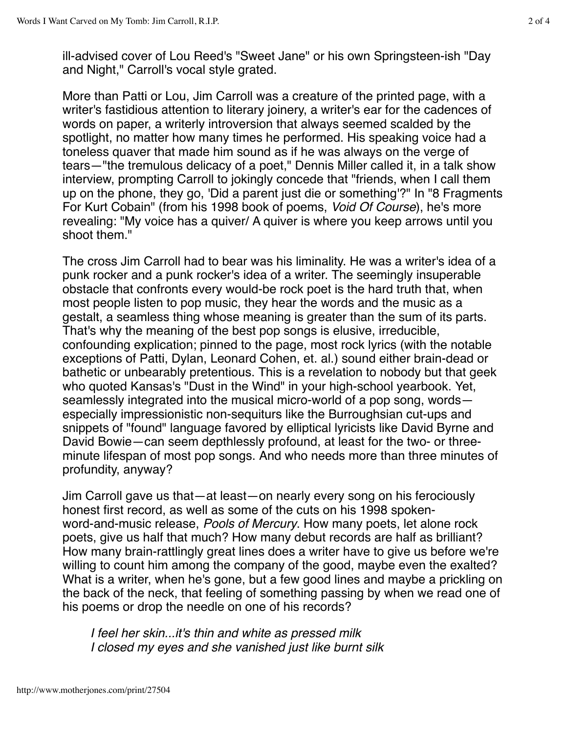ill-advised cover of Lou Reed's "Sweet Jane" or his own Springsteen-ish "Day and Night," Carroll's vocal style grated.

More than Patti or Lou, Jim Carroll was a creature of the printed page, with a writer's fastidious attention to literary joinery, a writer's ear for the cadences of words on paper, a writerly introversion that always seemed scalded by the spotlight, no matter how many times he performed. His speaking voice had a toneless quaver that made him sound as if he was always on the verge of tears—"the tremulous delicacy of a poet," Dennis Miller called it, in a talk show interview, prompting Carroll to jokingly concede that "friends, when I call them up on the phone, they go, 'Did a parent just die or something'?" In "8 Fragments For Kurt Cobain" (from his 1998 book of poems, *Void Of Course*), he's more revealing: "My voice has a quiver/ A quiver is where you keep arrows until you shoot them."

The cross Jim Carroll had to bear was his liminality. He was a writer's idea of a punk rocker and a punk rocker's idea of a writer. The seemingly insuperable obstacle that confronts every would-be rock poet is the hard truth that, when most people listen to pop music, they hear the words and the music as a gestalt, a seamless thing whose meaning is greater than the sum of its parts. That's why the meaning of the best pop songs is elusive, irreducible, confounding explication; pinned to the page, most rock lyrics (with the notable exceptions of Patti, Dylan, Leonard Cohen, et. al.) sound either brain-dead or bathetic or unbearably pretentious. This is a revelation to nobody but that geek who quoted Kansas's "Dust in the Wind" in your high-school yearbook. Yet, seamlessly integrated into the musical micro-world of a pop song, words—especially impressionistic non-sequiturs like the Burroughsian cut-ups and snippets of "found" language favored by elliptical lyricists like David Byrne and David Bowie—can seem depthlessly profound, at least for the two- or three-minute lifespan of most pop songs. And who needs more than three minutes of profundity, anyway?

Jim Carroll gave us that—at least—on nearly every song on his ferociously honest first record, as well as some of the cuts on his 1998 spoken-word-and-music release, *Pools of Mercury*. How many poets, let alone rock poets, give us half that much? How many debut records are half as brilliant? How many brain-rattlingly great lines does a writer have to give us before we're willing to count him among the company of the good, maybe even the exalted? What is a writer, when he's gone, but a few good lines and maybe a prickling on the back of the neck, that feeling of something passing by when we read one of his poems or drop the needle on one of his records?

> *I feel her skin...it's thin and white as pressed milk*
> *I closed my eyes and she vanished just like burnt silk*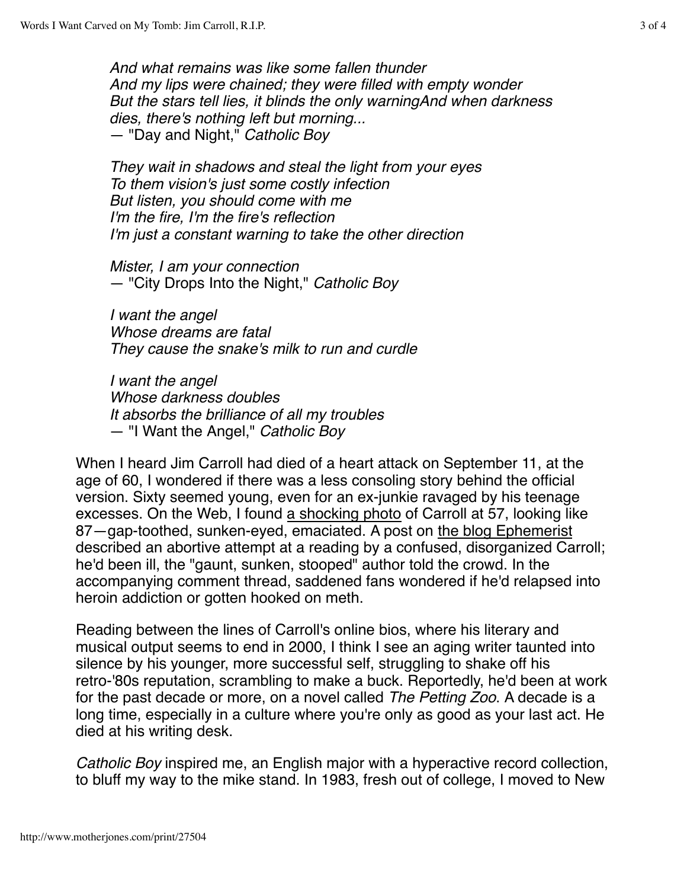*And what remains was like some fallen thunder*
*And my lips were chained; they were filled with empty wonder*
*But the stars tell lies, it blinds the only warningAnd when darkness dies, there's nothing left but morning...*
— "Day and Night," *Catholic Boy*

*They wait in shadows and steal the light from your eyes*
*To them vision's just some costly infection*
*But listen, you should come with me*
*I'm the fire, I'm the fire's reflection*
*I'm just a constant warning to take the other direction*

*Mister, I am your connection*
— "City Drops Into the Night," *Catholic Boy*

*I want the angel*
*Whose dreams are fatal*
*They cause the snake's milk to run and curdle*

*I want the angel*
*Whose darkness doubles*
*It absorbs the brilliance of all my troubles*
— "I Want the Angel," *Catholic Boy*

When I heard Jim Carroll had died of a heart attack on September 11, at the age of 60, I wondered if there was a less consoling story behind the official version. Sixty seemed young, even for an ex-junkie ravaged by his teenage excesses. On the Web, I found a shocking photo of Carroll at 57, looking like 87—gap-toothed, sunken-eyed, emaciated. A post on the blog Ephemerist described an abortive attempt at a reading by a confused, disorganized Carroll; he'd been ill, the "gaunt, sunken, stooped" author told the crowd. In the accompanying comment thread, saddened fans wondered if he'd relapsed into heroin addiction or gotten hooked on meth.

Reading between the lines of Carroll's online bios, where his literary and musical output seems to end in 2000, I think I see an aging writer taunted into silence by his younger, more successful self, struggling to shake off his retro-'80s reputation, scrambling to make a buck. Reportedly, he'd been at work for the past decade or more, on a novel called *The Petting Zoo*. A decade is a long time, especially in a culture where you're only as good as your last act. He died at his writing desk.

*Catholic Boy* inspired me, an English major with a hyperactive record collection, to bluff my way to the mike stand. In 1983, fresh out of college, I moved to New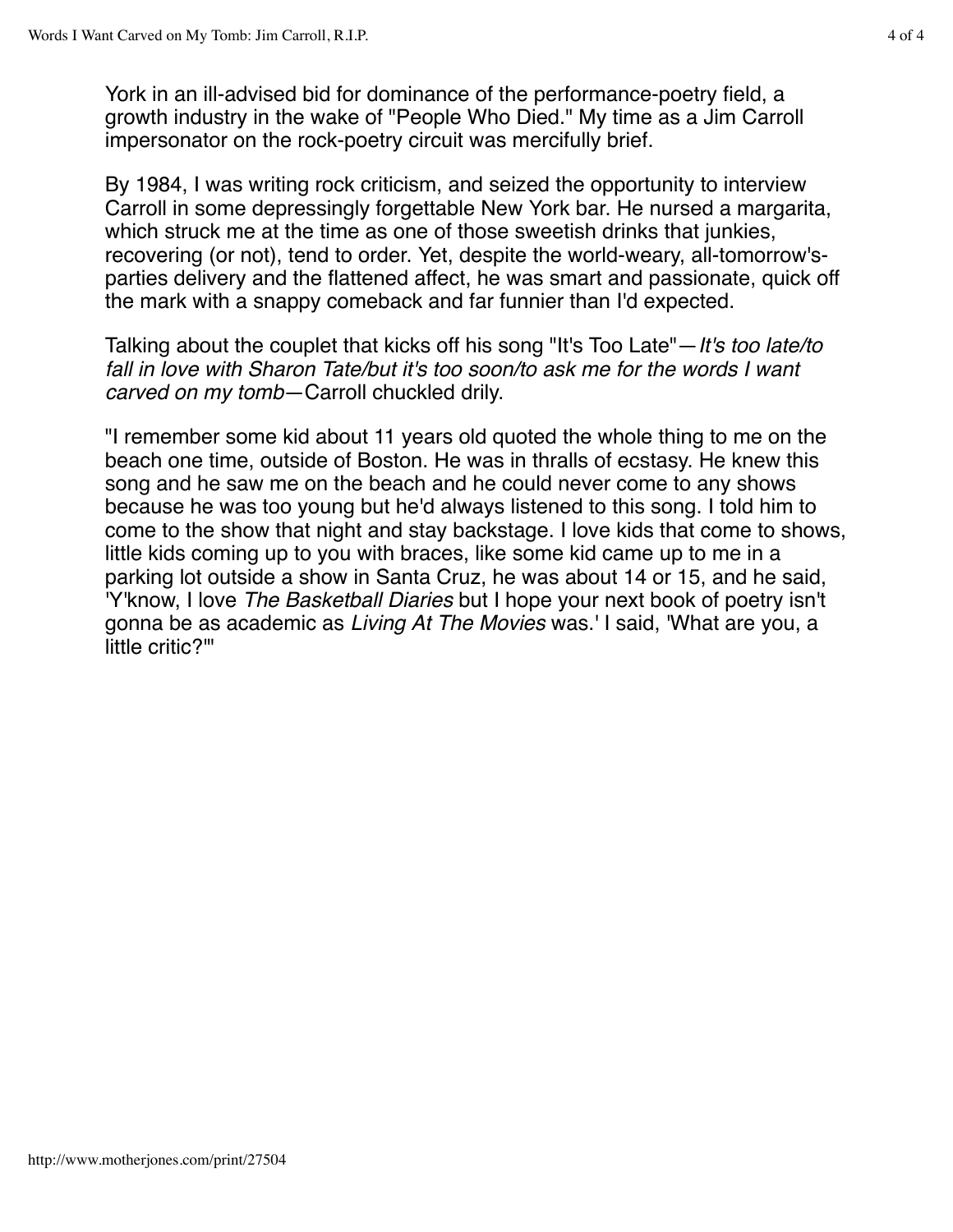York in an ill-advised bid for dominance of the performance-poetry field, a growth industry in the wake of "People Who Died." My time as a Jim Carroll impersonator on the rock-poetry circuit was mercifully brief.

By 1984, I was writing rock criticism, and seized the opportunity to interview Carroll in some depressingly forgettable New York bar. He nursed a margarita, which struck me at the time as one of those sweetish drinks that junkies, recovering (or not), tend to order. Yet, despite the world-weary, all-tomorrow's-parties delivery and the flattened affect, he was smart and passionate, quick off the mark with a snappy comeback and far funnier than I'd expected.

Talking about the couplet that kicks off his song "It's Too Late"—*It's too late/to fall in love with Sharon Tate/but it's too soon/to ask me for the words I want carved on my tomb*—Carroll chuckled drily.

"I remember some kid about 11 years old quoted the whole thing to me on the beach one time, outside of Boston. He was in thralls of ecstasy. He knew this song and he saw me on the beach and he could never come to any shows because he was too young but he'd always listened to this song. I told him to come to the show that night and stay backstage. I love kids that come to shows, little kids coming up to you with braces, like some kid came up to me in a parking lot outside a show in Santa Cruz, he was about 14 or 15, and he said, 'Y'know, I love *The Basketball Diaries* but I hope your next book of poetry isn't gonna be as academic as *Living At The Movies* was.' I said, 'What are you, a little critic?'"